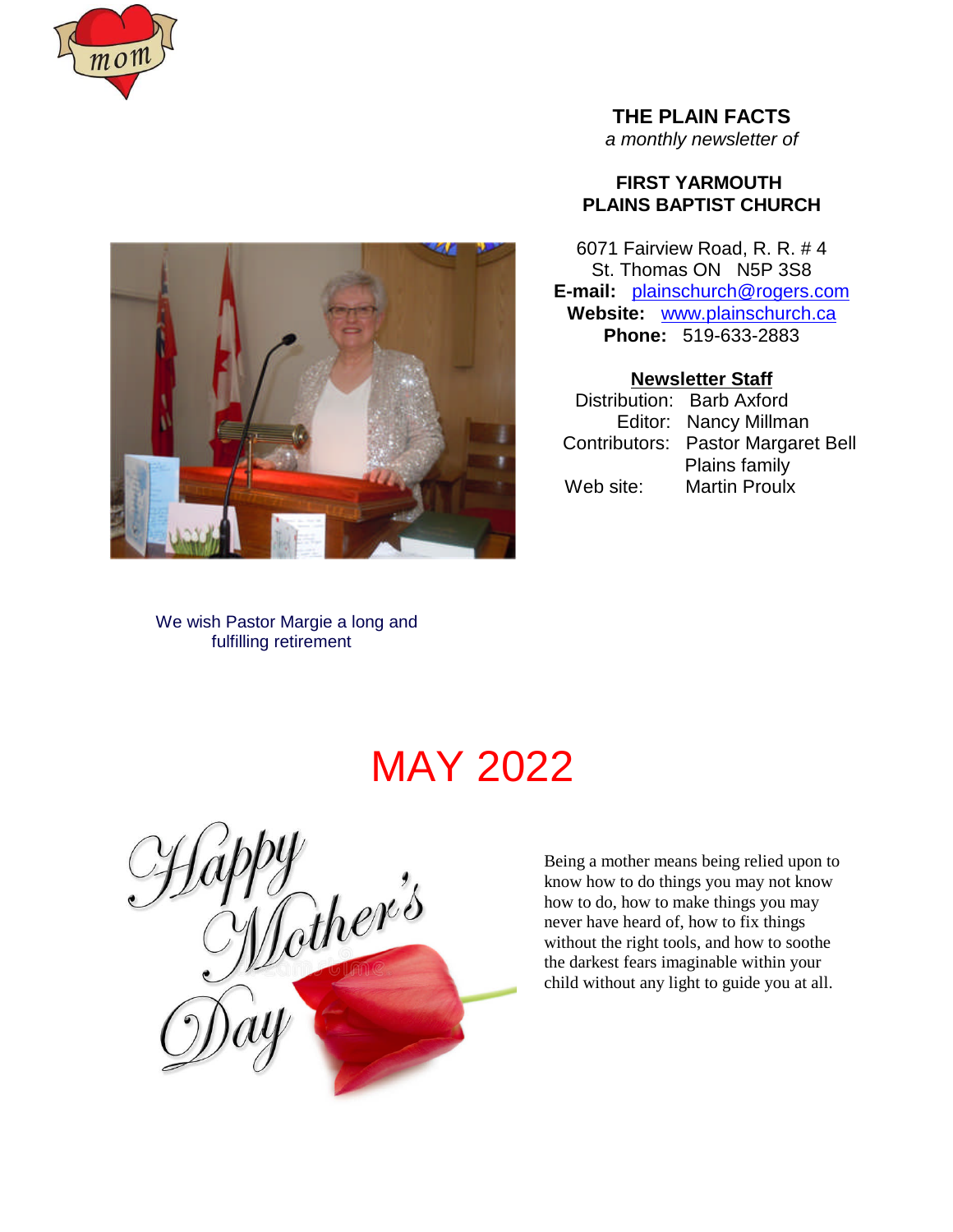# THE PLAIN FACTS

*a monthly newsletter of*

## FIRST YARMOUTH PLAINS BAPTIST CHURCH

6071 Fairview Road, R. R. # 4
St. Thomas ON N5P 3S8
**E-mail:** plainschurch@rogers.com
**Website:** www.plainschurch.ca
**Phone:** 519-633-2883

**Newsletter Staff**

Distribution: Barb Axford
Editor: Nancy Millman
Contributors: Pastor Margaret Bell
Plains family
Web site: Martin Proulx

We wish Pastor Margie a long and fulfilling retirement

# MAY 2022

Happy Mother's Day

Being a mother means being relied upon to know how to do things you may not know how to do, how to make things you may never have heard of, how to fix things without the right tools, and how to soothe the darkest fears imaginable within your child without any light to guide you at all.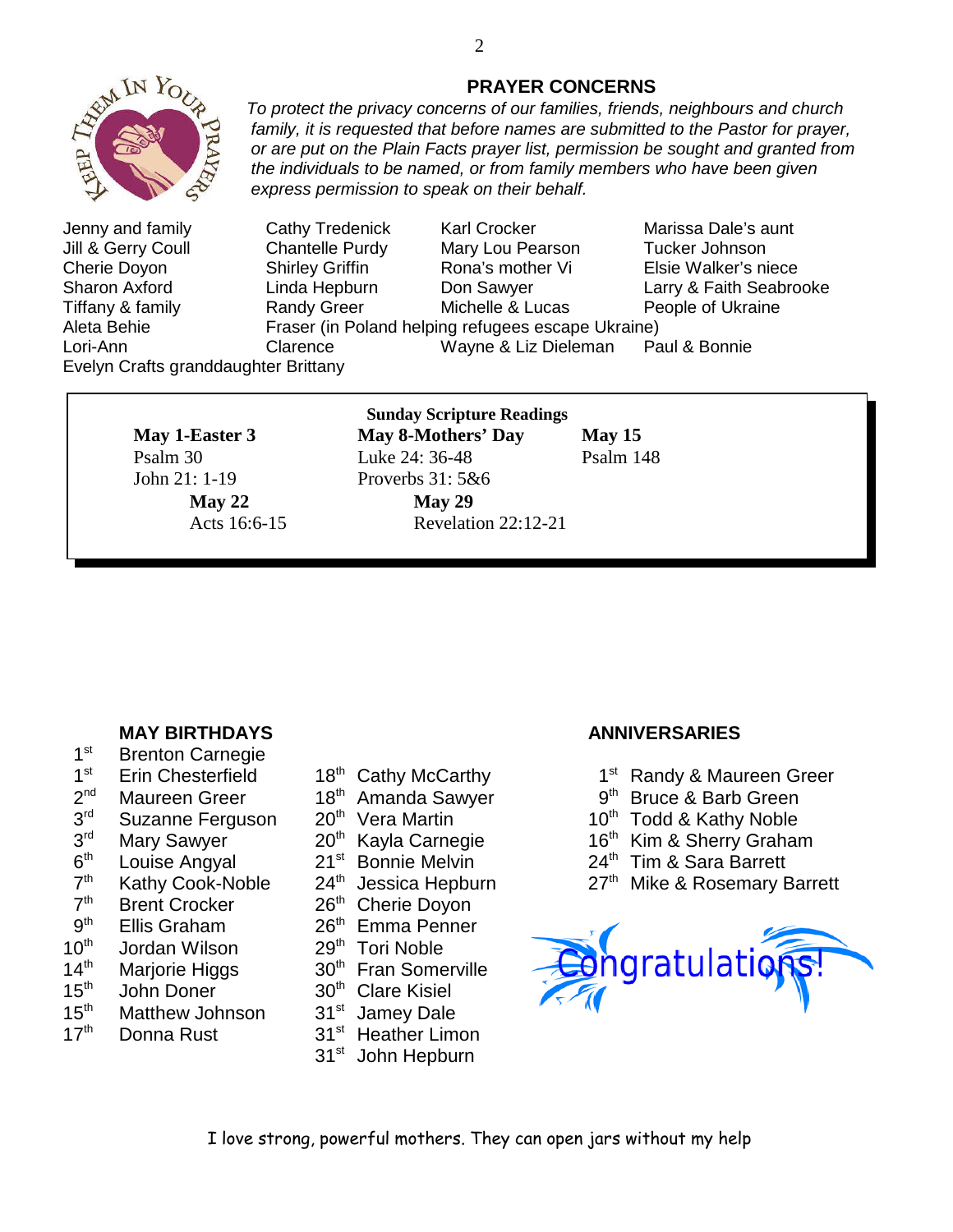## PRAYER CONCERNS

*To protect the privacy concerns of our families, friends, neighbours and church family, it is requested that before names are submitted to the Pastor for prayer, or are put on the Plain Facts prayer list, permission be sought and granted from the individuals to be named, or from family members who have been given express permission to speak on their behalf.*

| | | | |
|---|---|---|---|
| Jenny and family | Cathy Tredenick | Karl Crocker | Marissa Dale's aunt |
| Jill & Gerry Coull | Chantelle Purdy | Mary Lou Pearson | Tucker Johnson |
| Cherie Doyon | Shirley Griffin | Rona's mother Vi | Elsie Walker's niece |
| Sharon Axford | Linda Hepburn | Don Sawyer | Larry & Faith Seabrooke |
| Tiffany & family | Randy Greer | Michelle & Lucas | People of Ukraine |
| Aleta Behie | Fraser (in Poland helping refugees escape Ukraine) | | |
| Lori-Ann | Clarence | Wayne & Liz Dieleman | Paul & Bonnie |
| Evelyn Crafts granddaughter Brittany | | | |

### Sunday Scripture Readings

**May 1-Easter 3**
Psalm 30
John 21: 1-19

**May 8-Mothers' Day**
Luke 24: 36-48
Proverbs 31: 5&6

**May 15**
Psalm 148

**May 22**
Acts 16:6-15

**May 29**
Revelation 22:12-21

## MAY BIRTHDAYS

| | |
|---|---|
| 1st | Brenton Carnegie |
| 1st | Erin Chesterfield |
| 2nd | Maureen Greer |
| 3rd | Suzanne Ferguson |
| 3rd | Mary Sawyer |
| 6th | Louise Angyal |
| 7th | Kathy Cook-Noble |
| 7th | Brent Crocker |
| 9th | Ellis Graham |
| 10th | Jordan Wilson |
| 14th | Marjorie Higgs |
| 15th | John Doner |
| 15th | Matthew Johnson |
| 17th | Donna Rust |
| 18th | Cathy McCarthy |
| 18th | Amanda Sawyer |
| 20th | Vera Martin |
| 20th | Kayla Carnegie |
| 21st | Bonnie Melvin |
| 24th | Jessica Hepburn |
| 26th | Cherie Doyon |
| 26th | Emma Penner |
| 29th | Tori Noble |
| 30th | Fran Somerville |
| 30th | Clare Kisiel |
| 31st | Jamey Dale |
| 31st | Heather Limon |
| 31st | John Hepburn |

## ANNIVERSARIES

| | |
|---|---|
| 1st | Randy & Maureen Greer |
| 9th | Bruce & Barb Green |
| 10th | Todd & Kathy Noble |
| 16th | Kim & Sherry Graham |
| 24th | Tim & Sara Barrett |
| 27th | Mike & Rosemary Barrett |

Congratulations!

I love strong, powerful mothers. They can open jars without my help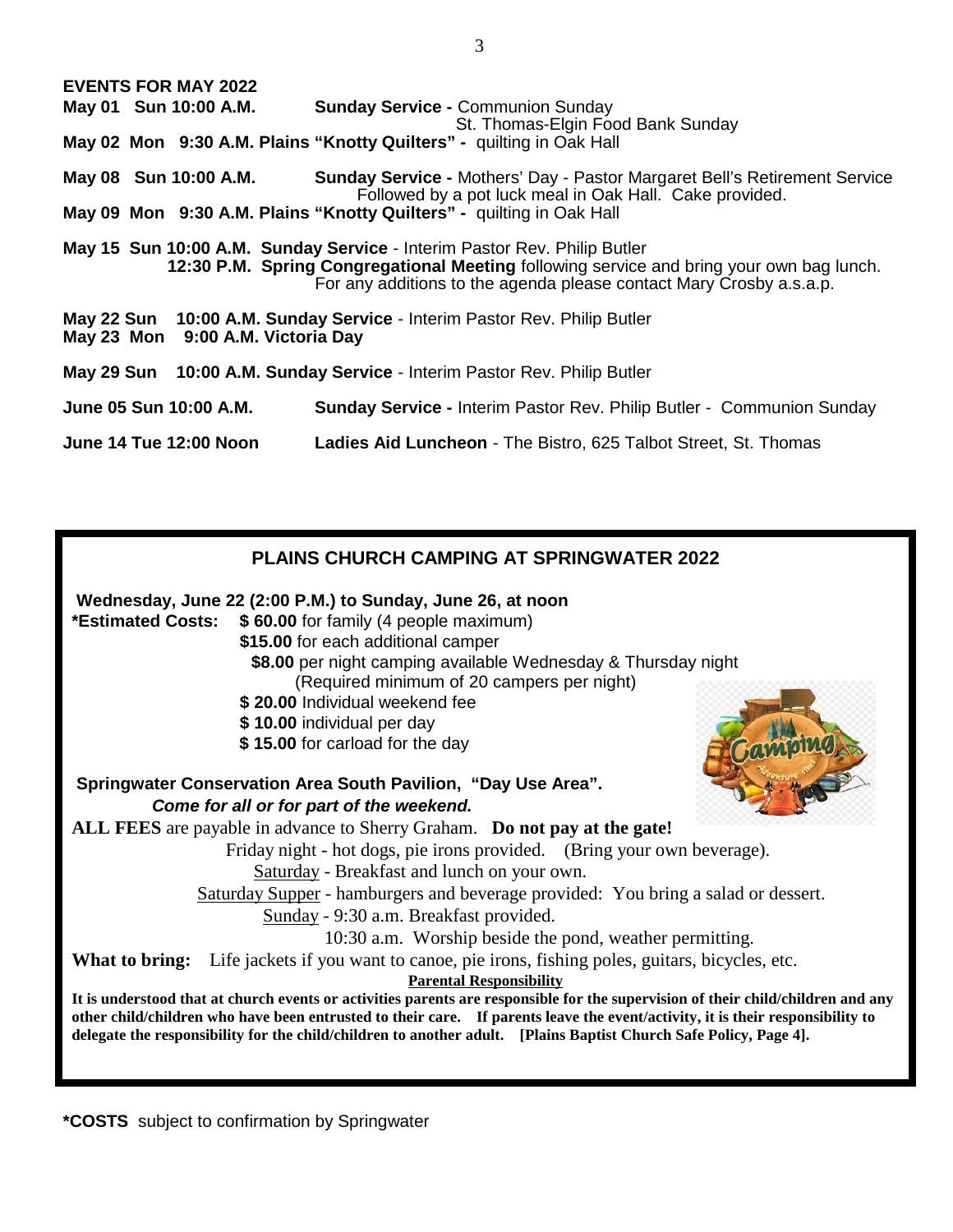**EVENTS FOR MAY 2022**

**May 01 Sun 10:00 A.M.** **Sunday Service -** Communion Sunday
St. Thomas-Elgin Food Bank Sunday

**May 02 Mon 9:30 A.M. Plains "Knotty Quilters" -** quilting in Oak Hall

**May 08 Sun 10:00 A.M.** **Sunday Service -** Mothers' Day - Pastor Margaret Bell's Retirement Service
Followed by a pot luck meal in Oak Hall. Cake provided.

**May 09 Mon 9:30 A.M. Plains "Knotty Quilters" -** quilting in Oak Hall

**May 15 Sun 10:00 A.M. Sunday Service** - Interim Pastor Rev. Philip Butler
**12:30 P.M. Spring Congregational Meeting** following service and bring your own bag lunch.
For any additions to the agenda please contact Mary Crosby a.s.a.p.

**May 22 Sun 10:00 A.M. Sunday Service** - Interim Pastor Rev. Philip Butler

**May 23 Mon 9:00 A.M. Victoria Day**

**May 29 Sun 10:00 A.M. Sunday Service** - Interim Pastor Rev. Philip Butler

**June 05 Sun 10:00 A.M.** **Sunday Service -** Interim Pastor Rev. Philip Butler - Communion Sunday

**June 14 Tue 12:00 Noon** **Ladies Aid Luncheon** - The Bistro, 625 Talbot Street, St. Thomas

## PLAINS CHURCH CAMPING AT SPRINGWATER 2022

**Wednesday, June 22 (2:00 P.M.) to Sunday, June 26, at noon**

**\*Estimated Costs:**
- **$ 60.00** for family (4 people maximum)
- **$15.00** for each additional camper
- **$8.00** per night camping available Wednesday & Thursday night (Required minimum of 20 campers per night)
- **$ 20.00** Individual weekend fee
- **$ 10.00** individual per day
- **$ 15.00** for carload for the day

**Springwater Conservation Area South Pavilion, "Day Use Area".**
***Come for all or for part of the weekend.***

**ALL FEES** are payable in advance to Sherry Graham. **Do not pay at the gate!**

Friday night - hot dogs, pie irons provided. (Bring your own beverage).

Saturday - Breakfast and lunch on your own.

Saturday Supper - hamburgers and beverage provided: You bring a salad or dessert.

Sunday - 9:30 a.m. Breakfast provided.
10:30 a.m. Worship beside the pond, weather permitting.

**What to bring:** Life jackets if you want to canoe, pie irons, fishing poles, guitars, bicycles, etc.

**Parental Responsibility**

**It is understood that at church events or activities parents are responsible for the supervision of their child/children and any other child/children who have been entrusted to their care. If parents leave the event/activity, it is their responsibility to delegate the responsibility for the child/children to another adult. [Plains Baptist Church Safe Policy, Page 4].**

**\*COSTS** subject to confirmation by Springwater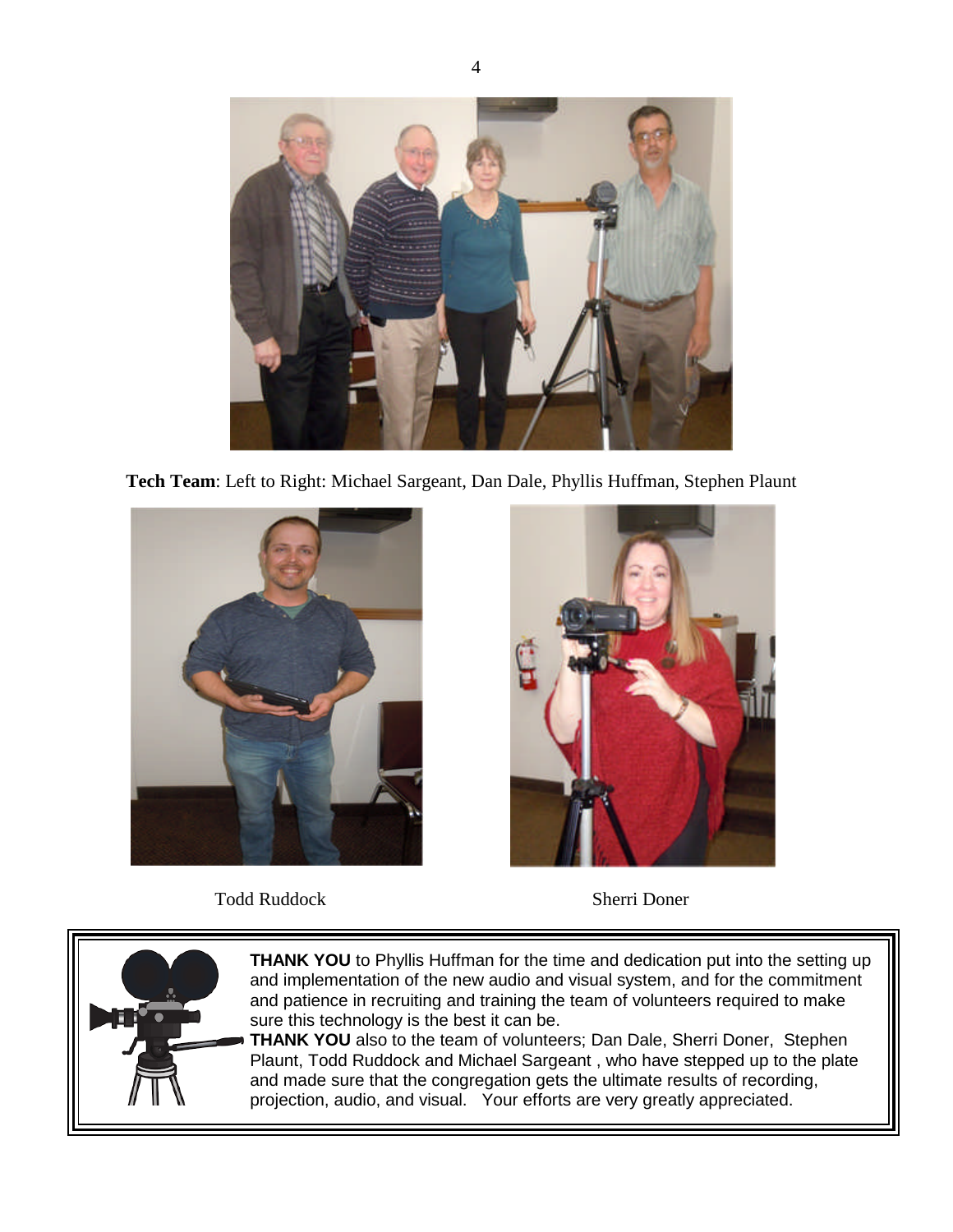**Tech Team**: Left to Right: Michael Sargeant, Dan Dale, Phyllis Huffman, Stephen Plaunt

Todd Ruddock

Sherri Doner

**THANK YOU** to Phyllis Huffman for the time and dedication put into the setting up and implementation of the new audio and visual system, and for the commitment and patience in recruiting and training the team of volunteers required to make sure this technology is the best it can be.

**THANK YOU** also to the team of volunteers; Dan Dale, Sherri Doner, Stephen Plaunt, Todd Ruddock and Michael Sargeant , who have stepped up to the plate and made sure that the congregation gets the ultimate results of recording, projection, audio, and visual. Your efforts are very greatly appreciated.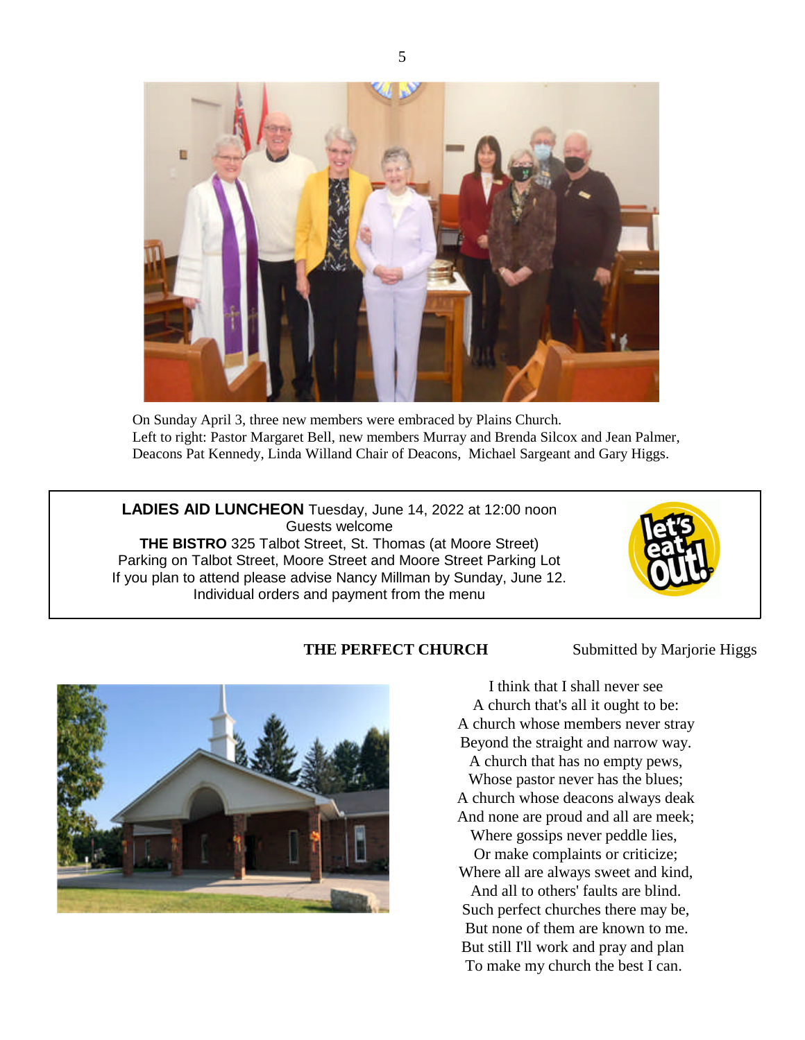On Sunday April 3, three new members were embraced by Plains Church.
Left to right: Pastor Margaret Bell, new members Murray and Brenda Silcox and Jean Palmer, Deacons Pat Kennedy, Linda Willand Chair of Deacons, Michael Sargeant and Gary Higgs.

**LADIES AID LUNCHEON** Tuesday, June 14, 2022 at 12:00 noon
Guests welcome
**THE BISTRO** 325 Talbot Street, St. Thomas (at Moore Street)
Parking on Talbot Street, Moore Street and Moore Street Parking Lot
If you plan to attend please advise Nancy Millman by Sunday, June 12.
Individual orders and payment from the menu

## THE PERFECT CHURCH

Submitted by Marjorie Higgs

I think that I shall never see
A church that's all it ought to be:
A church whose members never stray
Beyond the straight and narrow way.
A church that has no empty pews,
Whose pastor never has the blues;
A church whose deacons always deak
And none are proud and all are meek;
Where gossips never peddle lies,
Or make complaints or criticize;
Where all are always sweet and kind,
And all to others' faults are blind.
Such perfect churches there may be,
But none of them are known to me.
But still I'll work and pray and plan
To make my church the best I can.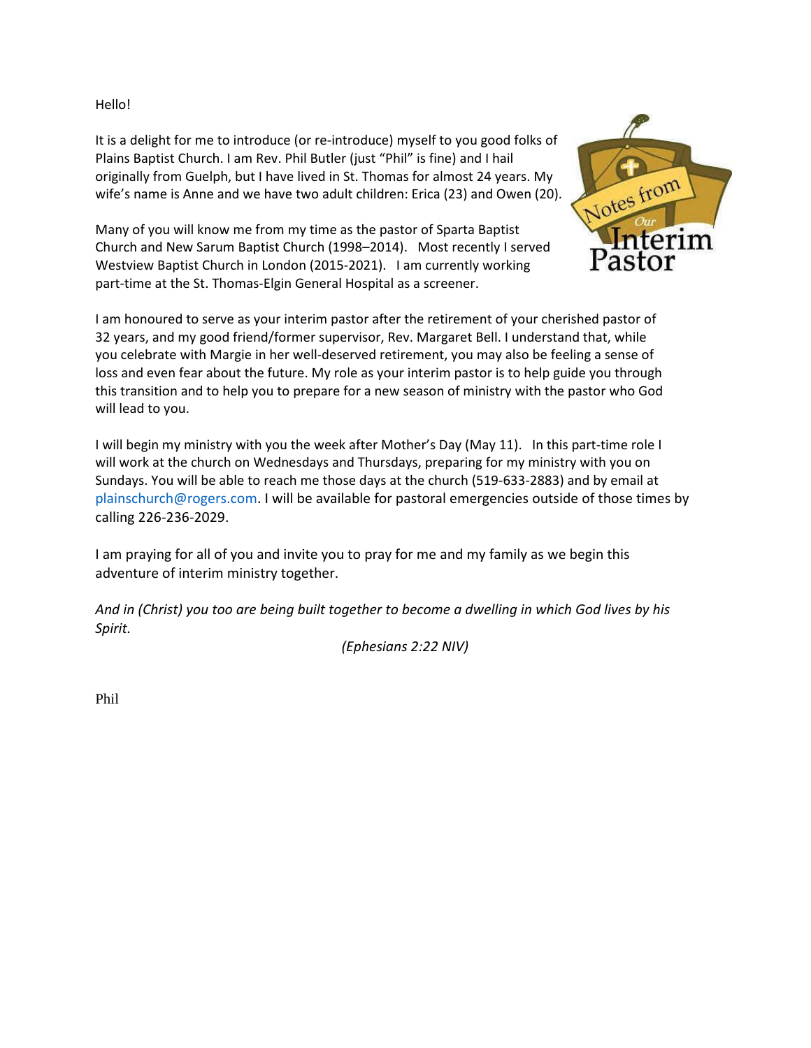Hello!

It is a delight for me to introduce (or re-introduce) myself to you good folks of Plains Baptist Church. I am Rev. Phil Butler (just "Phil" is fine) and I hail originally from Guelph, but I have lived in St. Thomas for almost 24 years. My wife's name is Anne and we have two adult children: Erica (23) and Owen (20).

Many of you will know me from my time as the pastor of Sparta Baptist Church and New Sarum Baptist Church (1998–2014). Most recently I served Westview Baptist Church in London (2015-2021). I am currently working part-time at the St. Thomas-Elgin General Hospital as a screener.

I am honoured to serve as your interim pastor after the retirement of your cherished pastor of 32 years, and my good friend/former supervisor, Rev. Margaret Bell. I understand that, while you celebrate with Margie in her well-deserved retirement, you may also be feeling a sense of loss and even fear about the future. My role as your interim pastor is to help guide you through this transition and to help you to prepare for a new season of ministry with the pastor who God will lead to you.

I will begin my ministry with you the week after Mother's Day (May 11). In this part-time role I will work at the church on Wednesdays and Thursdays, preparing for my ministry with you on Sundays. You will be able to reach me those days at the church (519-633-2883) and by email at plainschurch@rogers.com. I will be available for pastoral emergencies outside of those times by calling 226-236-2029.

I am praying for all of you and invite you to pray for me and my family as we begin this adventure of interim ministry together.

*And in (Christ) you too are being built together to become a dwelling in which God lives by his Spirit.*

*(Ephesians 2:22 NIV)*

Phil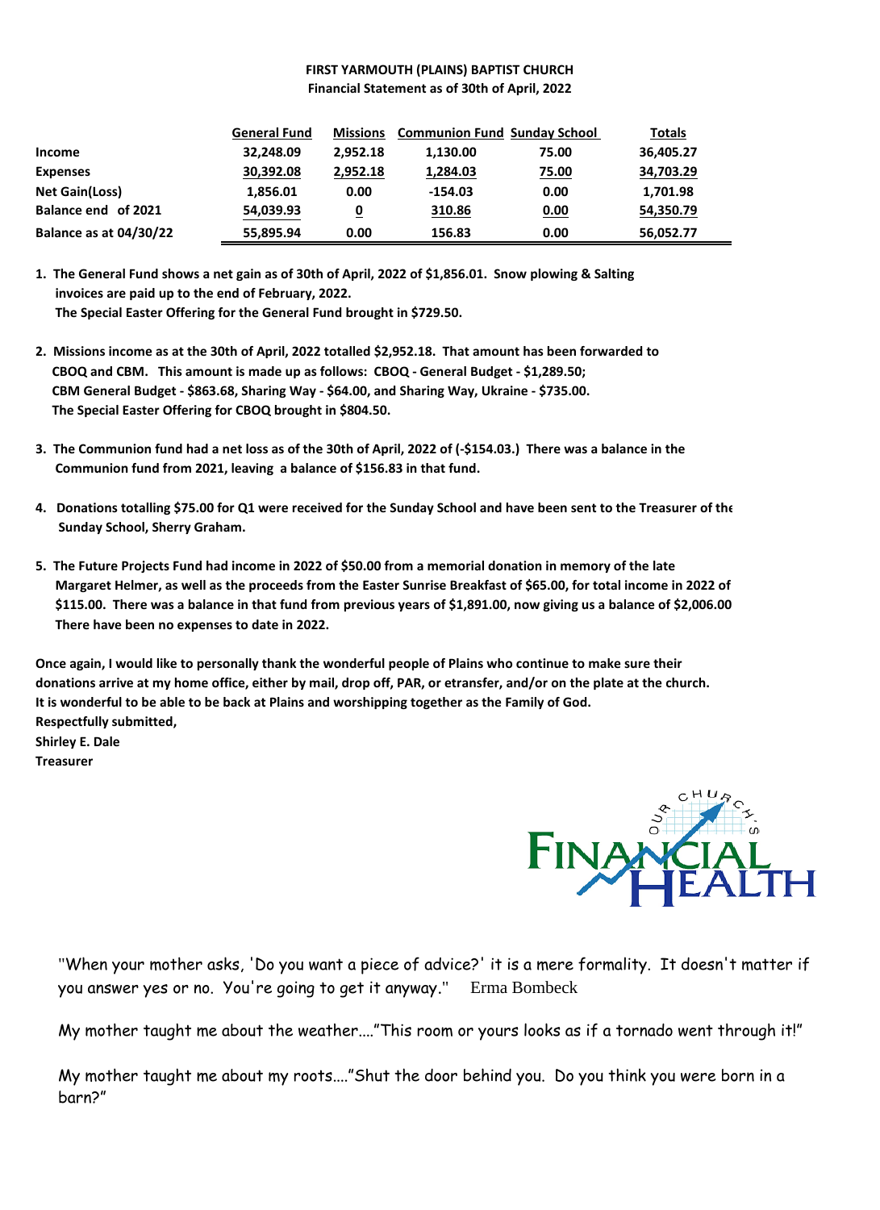**FIRST YARMOUTH (PLAINS) BAPTIST CHURCH**
**Financial Statement as of 30th of April, 2022**

| | General Fund | Missions | Communion Fund | Sunday School | Totals |
|---|---|---|---|---|---|
| **Income** | 32,248.09 | 2,952.18 | 1,130.00 | 75.00 | 36,405.27 |
| **Expenses** | 30,392.08 | 2,952.18 | 1,284.03 | 75.00 | 34,703.29 |
| **Net Gain(Loss)** | 1,856.01 | 0.00 | -154.03 | 0.00 | 1,701.98 |
| **Balance end of 2021** | 54,039.93 | 0 | 310.86 | 0.00 | 54,350.79 |
| **Balance as at 04/30/22** | 55,895.94 | 0.00 | 156.83 | 0.00 | 56,052.77 |

1. **The General Fund shows a net gain as of 30th of April, 2022 of $1,856.01. Snow plowing & Salting invoices are paid up to the end of February, 2022. The Special Easter Offering for the General Fund brought in $729.50.**

2. **Missions income as at the 30th of April, 2022 totalled $2,952.18. That amount has been forwarded to CBOQ and CBM. This amount is made up as follows: CBOQ - General Budget - $1,289.50; CBM General Budget - $863.68, Sharing Way - $64.00, and Sharing Way, Ukraine - $735.00. The Special Easter Offering for CBOQ brought in $804.50.**

3. **The Communion fund had a net loss as of the 30th of April, 2022 of (-$154.03.) There was a balance in the Communion fund from 2021, leaving a balance of $156.83 in that fund.**

4. **Donations totalling $75.00 for Q1 were received for the Sunday School and have been sent to the Treasurer of the Sunday School, Sherry Graham.**

5. **The Future Projects Fund had income in 2022 of $50.00 from a memorial donation in memory of the late Margaret Helmer, as well as the proceeds from the Easter Sunrise Breakfast of $65.00, for total income in 2022 of $115.00. There was a balance in that fund from previous years of $1,891.00, now giving us a balance of $2,006.00 There have been no expenses to date in 2022.**

**Once again, I would like to personally thank the wonderful people of Plains who continue to make sure their donations arrive at my home office, either by mail, drop off, PAR, or etransfer, and/or on the plate at the church. It is wonderful to be able to be back at Plains and worshipping together as the Family of God.**
**Respectfully submitted,**
**Shirley E. Dale**
**Treasurer**

OUR CHURCH'S FINANCIAL HEALTH

"When your mother asks, 'Do you want a piece of advice?' it is a mere formality. It doesn't matter if you answer yes or no. You're going to get it anyway." Erma Bombeck

My mother taught me about the weather...."This room or yours looks as if a tornado went through it!"

My mother taught me about my roots...."Shut the door behind you. Do you think you were born in a barn?"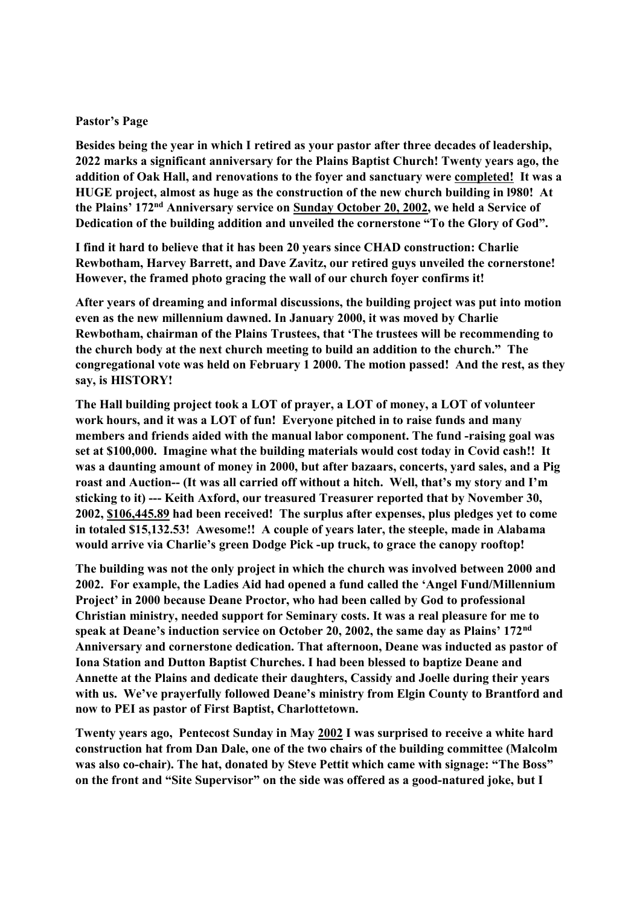**Pastor's Page**

**Besides being the year in which I retired as your pastor after three decades of leadership, 2022 marks a significant anniversary for the Plains Baptist Church! Twenty years ago, the addition of Oak Hall, and renovations to the foyer and sanctuary were <u>completed!</u> It was a HUGE project, almost as huge as the construction of the new church building in l980! At the Plains' 172nd Anniversary service on <u>Sunday October 20, 2002</u>, we held a Service of Dedication of the building addition and unveiled the cornerstone "To the Glory of God".**

**I find it hard to believe that it has been 20 years since CHAD construction: Charlie Rewbotham, Harvey Barrett, and Dave Zavitz, our retired guys unveiled the cornerstone! However, the framed photo gracing the wall of our church foyer confirms it!**

**After years of dreaming and informal discussions, the building project was put into motion even as the new millennium dawned. In January 2000, it was moved by Charlie Rewbotham, chairman of the Plains Trustees, that 'The trustees will be recommending to the church body at the next church meeting to build an addition to the church." The congregational vote was held on February 1 2000. The motion passed! And the rest, as they say, is HISTORY!**

**The Hall building project took a LOT of prayer, a LOT of money, a LOT of volunteer work hours, and it was a LOT of fun! Everyone pitched in to raise funds and many members and friends aided with the manual labor component. The fund -raising goal was set at $100,000. Imagine what the building materials would cost today in Covid cash!! It was a daunting amount of money in 2000, but after bazaars, concerts, yard sales, and a Pig roast and Auction-- (It was all carried off without a hitch. Well, that's my story and I'm sticking to it) --- Keith Axford, our treasured Treasurer reported that by November 30, 2002, <u>$106,445.89</u> had been received! The surplus after expenses, plus pledges yet to come in totaled $15,132.53! Awesome!! A couple of years later, the steeple, made in Alabama would arrive via Charlie's green Dodge Pick -up truck, to grace the canopy rooftop!**

**The building was not the only project in which the church was involved between 2000 and 2002. For example, the Ladies Aid had opened a fund called the 'Angel Fund/Millennium Project' in 2000 because Deane Proctor, who had been called by God to professional Christian ministry, needed support for Seminary costs. It was a real pleasure for me to speak at Deane's induction service on October 20, 2002, the same day as Plains' 172nd Anniversary and cornerstone dedication. That afternoon, Deane was inducted as pastor of Iona Station and Dutton Baptist Churches. I had been blessed to baptize Deane and Annette at the Plains and dedicate their daughters, Cassidy and Joelle during their years with us. We've prayerfully followed Deane's ministry from Elgin County to Brantford and now to PEI as pastor of First Baptist, Charlottetown.**

**Twenty years ago, Pentecost Sunday in May <u>2002</u> I was surprised to receive a white hard construction hat from Dan Dale, one of the two chairs of the building committee (Malcolm was also co-chair). The hat, donated by Steve Pettit which came with signage: "The Boss" on the front and "Site Supervisor" on the side was offered as a good-natured joke, but I**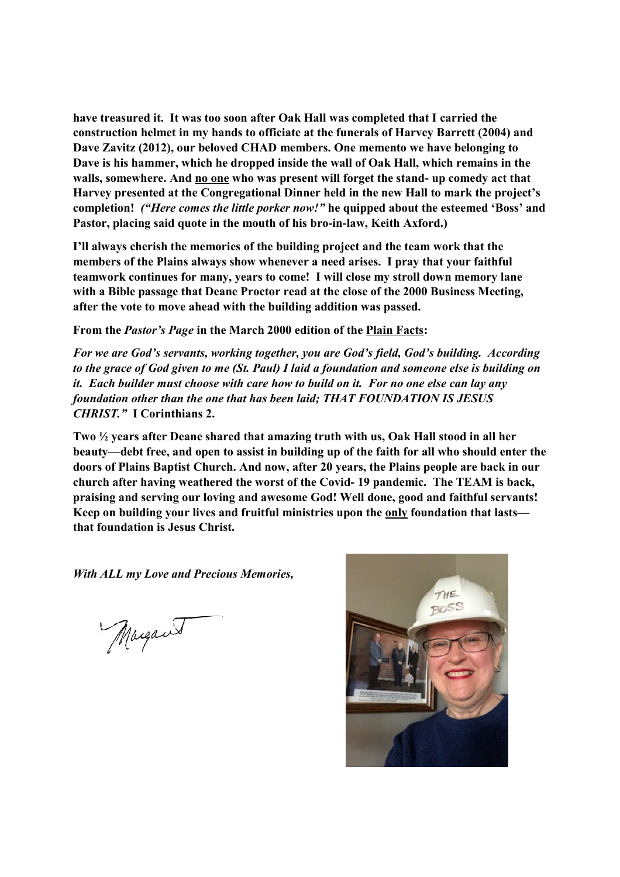**have treasured it. It was too soon after Oak Hall was completed that I carried the construction helmet in my hands to officiate at the funerals of Harvey Barrett (2004) and Dave Zavitz (2012), our beloved CHAD members. One memento we have belonging to Dave is his hammer, which he dropped inside the wall of Oak Hall, which remains in the walls, somewhere. And <u>no one</u> who was present will forget the stand- up comedy act that Harvey presented at the Congregational Dinner held in the new Hall to mark the project's completion!** ***("Here comes the little porker now!"*** **he quipped about the esteemed 'Boss' and Pastor, placing said quote in the mouth of his bro-in-law, Keith Axford.)**

**I'll always cherish the memories of the building project and the team work that the members of the Plains always show whenever a need arises. I pray that your faithful teamwork continues for many, years to come! I will close my stroll down memory lane with a Bible passage that Deane Proctor read at the close of the 2000 Business Meeting, after the vote to move ahead with the building addition was passed.**

**From the** ***Pastor's Page*** **in the March 2000 edition of the <u>Plain Facts</u>:**

***For we are God's servants, working together, you are God's field, God's building. According to the grace of God given to me (St. Paul) I laid a foundation and someone else is building on it. Each builder must choose with care how to build on it. For no one else can lay any foundation other than the one that has been laid; THAT FOUNDATION IS JESUS CHRIST."*** **I Corinthians 2.**

**Two ½ years after Deane shared that amazing truth with us, Oak Hall stood in all her beauty—debt free, and open to assist in building up of the faith for all who should enter the doors of Plains Baptist Church. And now, after 20 years, the Plains people are back in our church after having weathered the worst of the Covid- 19 pandemic. The TEAM is back, praising and serving our loving and awesome God! Well done, good and faithful servants! Keep on building your lives and fruitful ministries upon the <u>only</u> foundation that lasts—that foundation is Jesus Christ.**

***With ALL my Love and Precious Memories,***

Margaret